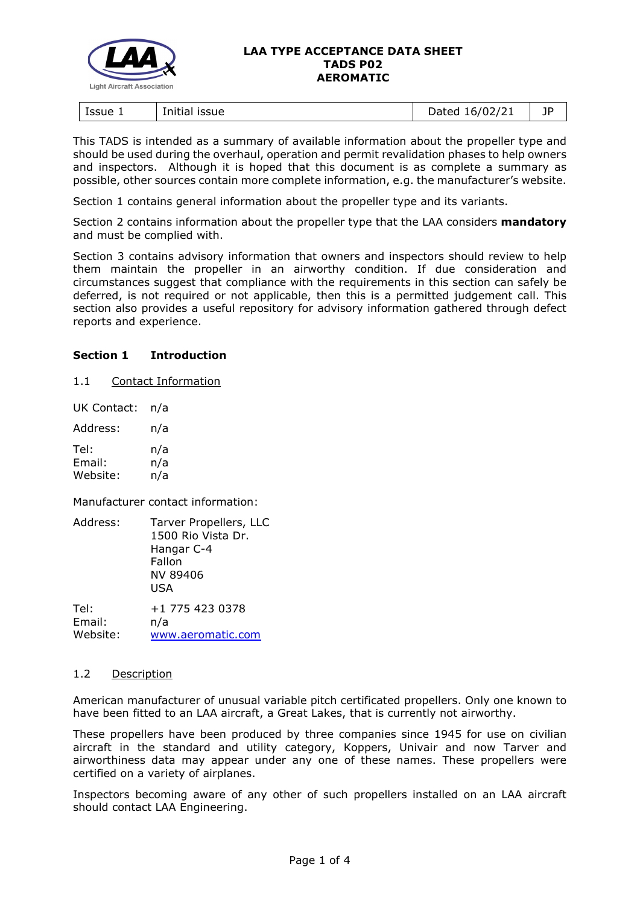**LAA TYPE ACCEPTANCE DATA SHEET**
**TADS P02**
**AEROMATIC**

| Issue 1 | Initial issue | Dated 16/02/21 | JP |
|---|---|---|---|

This TADS is intended as a summary of available information about the propeller type and should be used during the overhaul, operation and permit revalidation phases to help owners and inspectors. Although it is hoped that this document is as complete a summary as possible, other sources contain more complete information, e.g. the manufacturer's website.

Section 1 contains general information about the propeller type and its variants.

Section 2 contains information about the propeller type that the LAA considers **mandatory** and must be complied with.

Section 3 contains advisory information that owners and inspectors should review to help them maintain the propeller in an airworthy condition. If due consideration and circumstances suggest that compliance with the requirements in this section can safely be deferred, is not required or not applicable, then this is a permitted judgement call. This section also provides a useful repository for advisory information gathered through defect reports and experience.

## Section 1 Introduction

### 1.1 Contact Information

UK Contact: n/a

Address: n/a

Tel: n/a
Email: n/a
Website: n/a

Manufacturer contact information:

Address: Tarver Propellers, LLC
1500 Rio Vista Dr.
Hangar C-4
Fallon
NV 89406
USA

Tel: +1 775 423 0378
Email: n/a
Website: www.aeromatic.com

### 1.2 Description

American manufacturer of unusual variable pitch certificated propellers. Only one known to have been fitted to an LAA aircraft, a Great Lakes, that is currently not airworthy.

These propellers have been produced by three companies since 1945 for use on civilian aircraft in the standard and utility category, Koppers, Univair and now Tarver and airworthiness data may appear under any one of these names. These propellers were certified on a variety of airplanes.

Inspectors becoming aware of any other of such propellers installed on an LAA aircraft should contact LAA Engineering.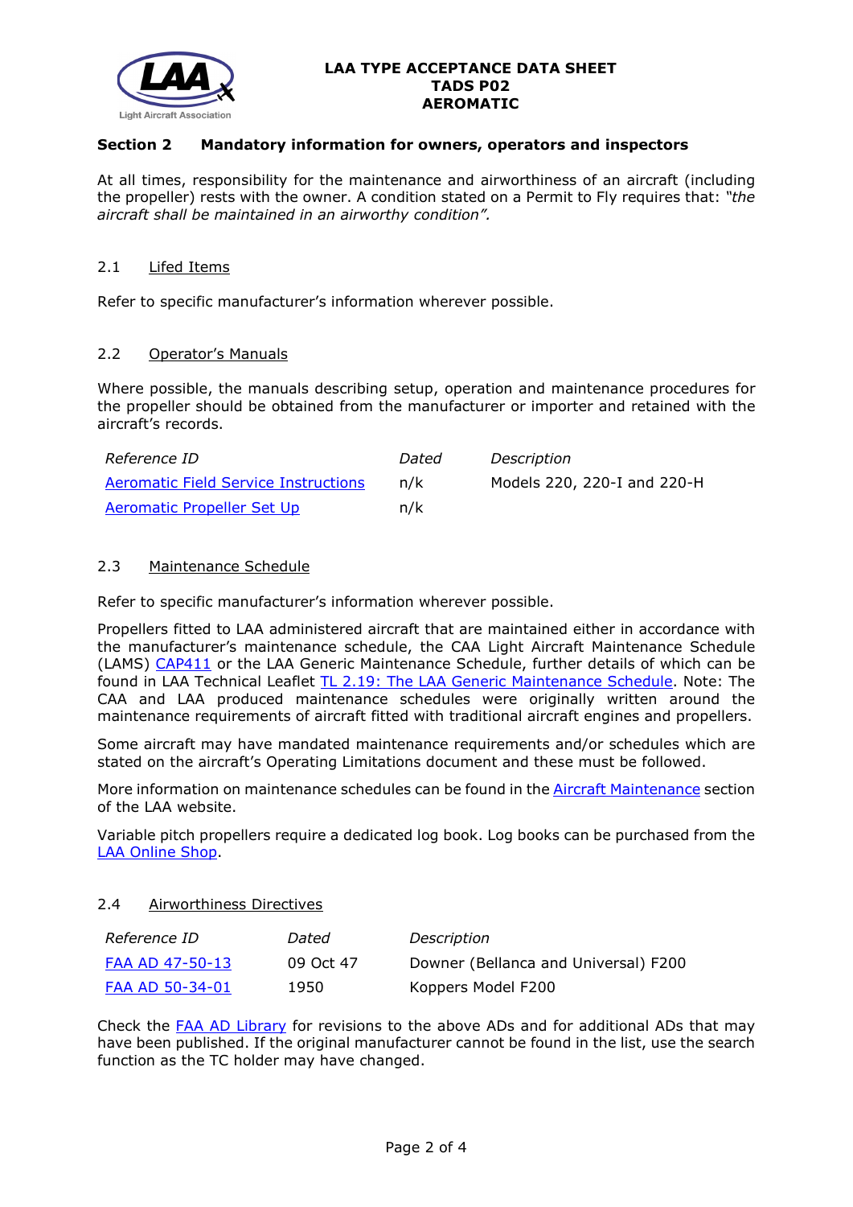## Section 2 Mandatory information for owners, operators and inspectors

At all times, responsibility for the maintenance and airworthiness of an aircraft (including the propeller) rests with the owner. A condition stated on a Permit to Fly requires that: *"the aircraft shall be maintained in an airworthy condition".*

### 2.1 Lifed Items

Refer to specific manufacturer's information wherever possible.

### 2.2 Operator's Manuals

Where possible, the manuals describing setup, operation and maintenance procedures for the propeller should be obtained from the manufacturer or importer and retained with the aircraft's records.

| *Reference ID* | *Dated* | *Description* |
|---|---|---|
| Aeromatic Field Service Instructions | n/k | Models 220, 220-I and 220-H |
| Aeromatic Propeller Set Up | n/k | |

### 2.3 Maintenance Schedule

Refer to specific manufacturer's information wherever possible.

Propellers fitted to LAA administered aircraft that are maintained either in accordance with the manufacturer's maintenance schedule, the CAA Light Aircraft Maintenance Schedule (LAMS) CAP411 or the LAA Generic Maintenance Schedule, further details of which can be found in LAA Technical Leaflet TL 2.19: The LAA Generic Maintenance Schedule. Note: The CAA and LAA produced maintenance schedules were originally written around the maintenance requirements of aircraft fitted with traditional aircraft engines and propellers.

Some aircraft may have mandated maintenance requirements and/or schedules which are stated on the aircraft's Operating Limitations document and these must be followed.

More information on maintenance schedules can be found in the Aircraft Maintenance section of the LAA website.

Variable pitch propellers require a dedicated log book. Log books can be purchased from the LAA Online Shop.

### 2.4 Airworthiness Directives

| *Reference ID* | *Dated* | *Description* |
|---|---|---|
| FAA AD 47-50-13 | 09 Oct 47 | Downer (Bellanca and Universal) F200 |
| FAA AD 50-34-01 | 1950 | Koppers Model F200 |

Check the FAA AD Library for revisions to the above ADs and for additional ADs that may have been published. If the original manufacturer cannot be found in the list, use the search function as the TC holder may have changed.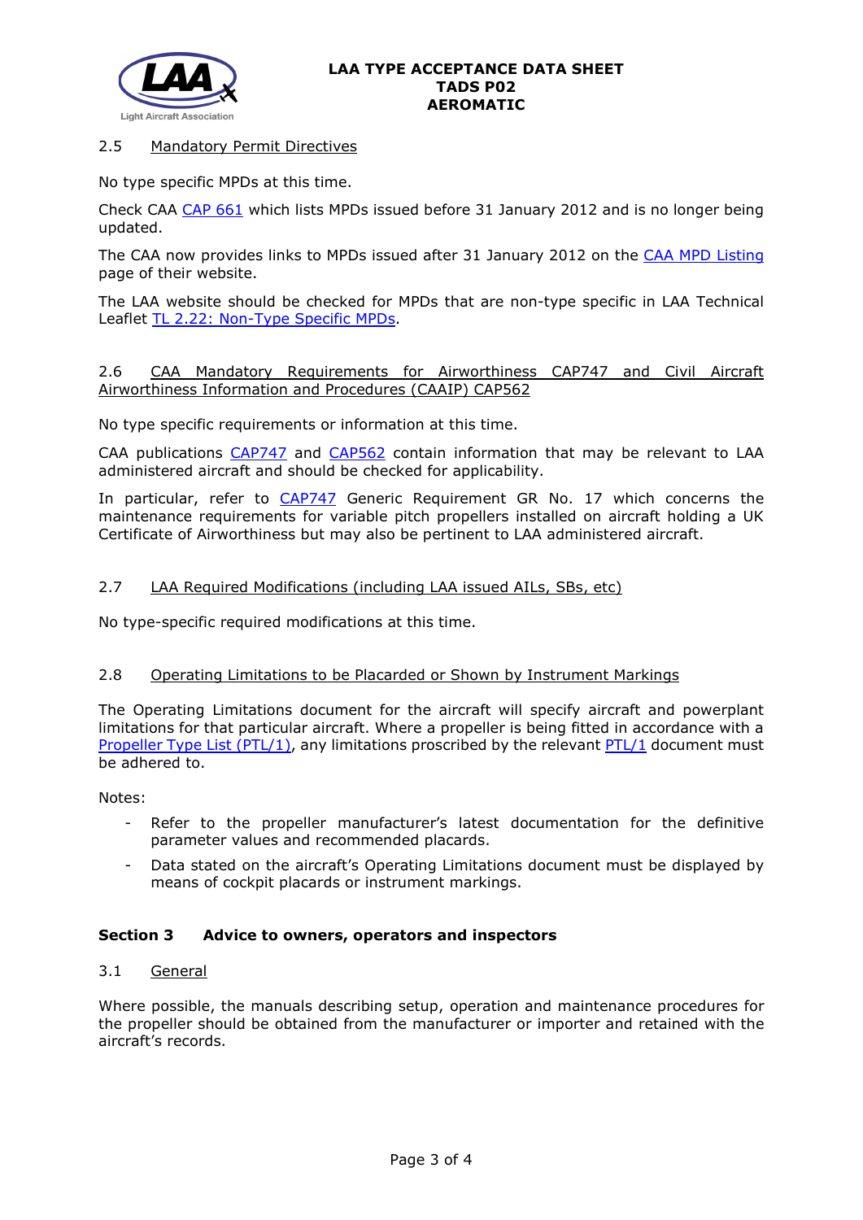### 2.5 Mandatory Permit Directives

No type specific MPDs at this time.

Check CAA CAP 661 which lists MPDs issued before 31 January 2012 and is no longer being updated.

The CAA now provides links to MPDs issued after 31 January 2012 on the CAA MPD Listing page of their website.

The LAA website should be checked for MPDs that are non-type specific in LAA Technical Leaflet TL 2.22: Non-Type Specific MPDs.

### 2.6 CAA Mandatory Requirements for Airworthiness CAP747 and Civil Aircraft Airworthiness Information and Procedures (CAAIP) CAP562

No type specific requirements or information at this time.

CAA publications CAP747 and CAP562 contain information that may be relevant to LAA administered aircraft and should be checked for applicability.

In particular, refer to CAP747 Generic Requirement GR No. 17 which concerns the maintenance requirements for variable pitch propellers installed on aircraft holding a UK Certificate of Airworthiness but may also be pertinent to LAA administered aircraft.

### 2.7 LAA Required Modifications (including LAA issued AILs, SBs, etc)

No type-specific required modifications at this time.

### 2.8 Operating Limitations to be Placarded or Shown by Instrument Markings

The Operating Limitations document for the aircraft will specify aircraft and powerplant limitations for that particular aircraft. Where a propeller is being fitted in accordance with a Propeller Type List (PTL/1), any limitations proscribed by the relevant PTL/1 document must be adhered to.

Notes:

- Refer to the propeller manufacturer's latest documentation for the definitive parameter values and recommended placards.
- Data stated on the aircraft's Operating Limitations document must be displayed by means of cockpit placards or instrument markings.

## Section 3 Advice to owners, operators and inspectors

### 3.1 General

Where possible, the manuals describing setup, operation and maintenance procedures for the propeller should be obtained from the manufacturer or importer and retained with the aircraft's records.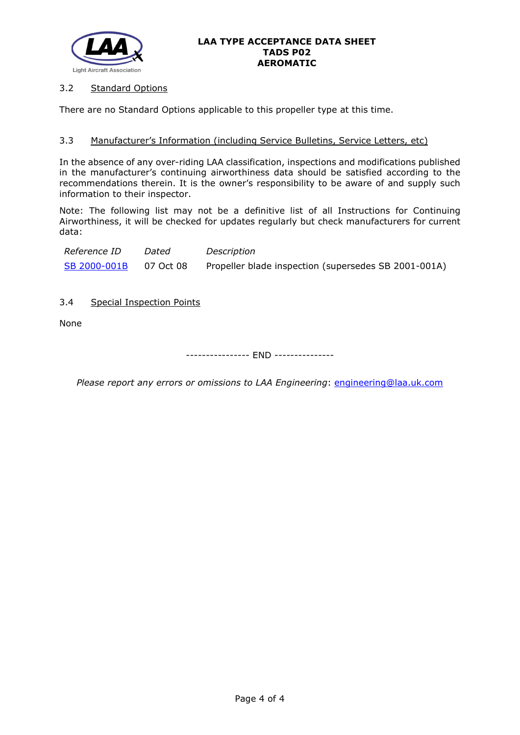### 3.2 Standard Options

There are no Standard Options applicable to this propeller type at this time.

### 3.3 Manufacturer's Information (including Service Bulletins, Service Letters, etc)

In the absence of any over-riding LAA classification, inspections and modifications published in the manufacturer's continuing airworthiness data should be satisfied according to the recommendations therein. It is the owner's responsibility to be aware of and supply such information to their inspector.

Note: The following list may not be a definitive list of all Instructions for Continuing Airworthiness, it will be checked for updates regularly but check manufacturers for current data:

| *Reference ID* | *Dated* | *Description* |
|---|---|---|
| SB 2000-001B | 07 Oct 08 | Propeller blade inspection (supersedes SB 2001-001A) |

### 3.4 Special Inspection Points

None

---------------- END ---------------

*Please report any errors or omissions to LAA Engineering*: engineering@laa.uk.com